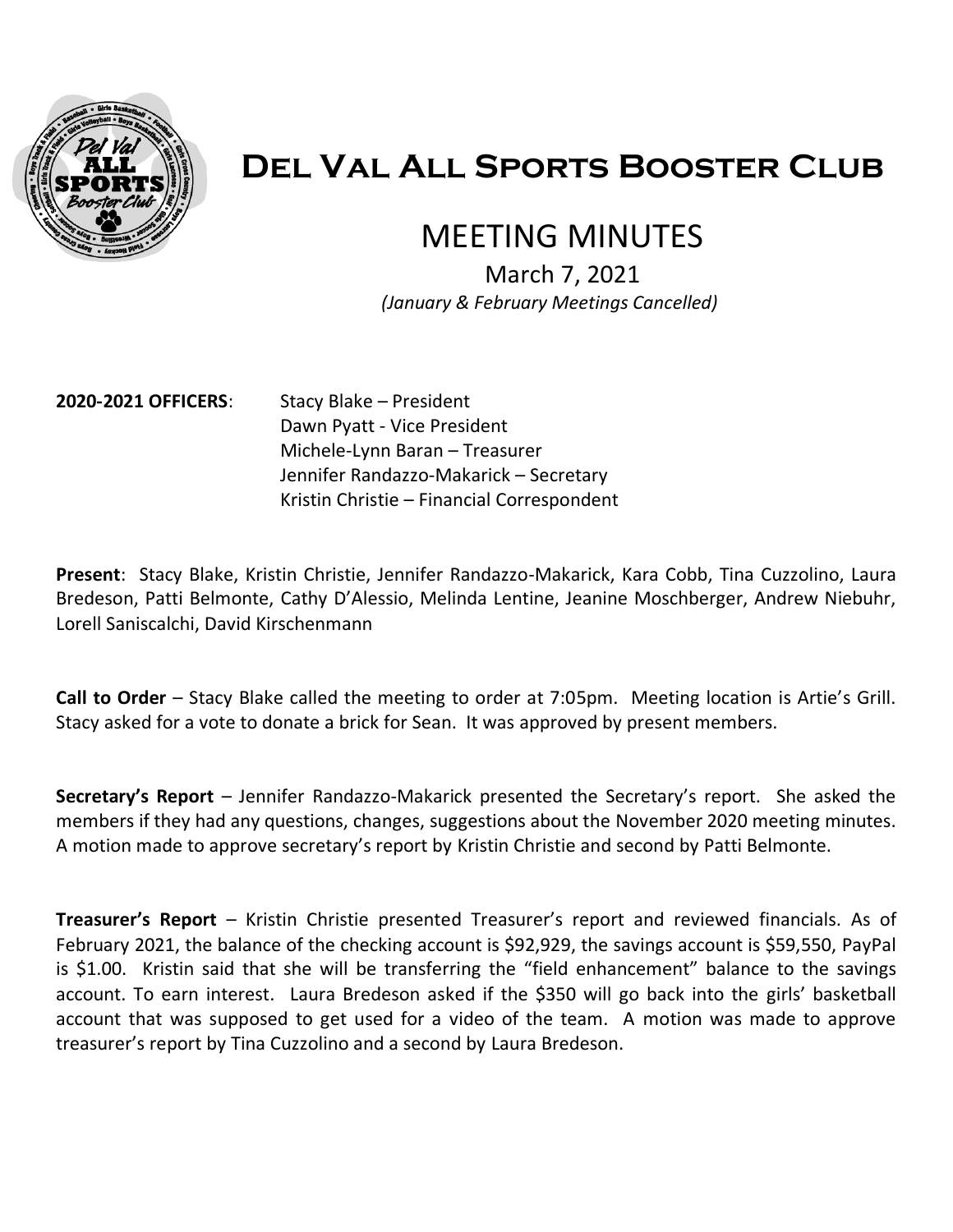# Del Val All Sports Booster Club

## MEETING MINUTES

March 7, 2021

*(January & February Meetings Cancelled)*

**2020-2021 OFFICERS**: Stacy Blake – President
Dawn Pyatt - Vice President
Michele-Lynn Baran – Treasurer
Jennifer Randazzo-Makarick – Secretary
Kristin Christie – Financial Correspondent

**Present**: Stacy Blake, Kristin Christie, Jennifer Randazzo-Makarick, Kara Cobb, Tina Cuzzolino, Laura Bredeson, Patti Belmonte, Cathy D'Alessio, Melinda Lentine, Jeanine Moschberger, Andrew Niebuhr, Lorell Saniscalchi, David Kirschenmann

**Call to Order** – Stacy Blake called the meeting to order at 7:05pm. Meeting location is Artie's Grill. Stacy asked for a vote to donate a brick for Sean. It was approved by present members.

**Secretary's Report** – Jennifer Randazzo-Makarick presented the Secretary's report. She asked the members if they had any questions, changes, suggestions about the November 2020 meeting minutes. A motion made to approve secretary's report by Kristin Christie and second by Patti Belmonte.

**Treasurer's Report** – Kristin Christie presented Treasurer's report and reviewed financials. As of February 2021, the balance of the checking account is $92,929, the savings account is $59,550, PayPal is $1.00. Kristin said that she will be transferring the "field enhancement" balance to the savings account. To earn interest. Laura Bredeson asked if the $350 will go back into the girls' basketball account that was supposed to get used for a video of the team. A motion was made to approve treasurer's report by Tina Cuzzolino and a second by Laura Bredeson.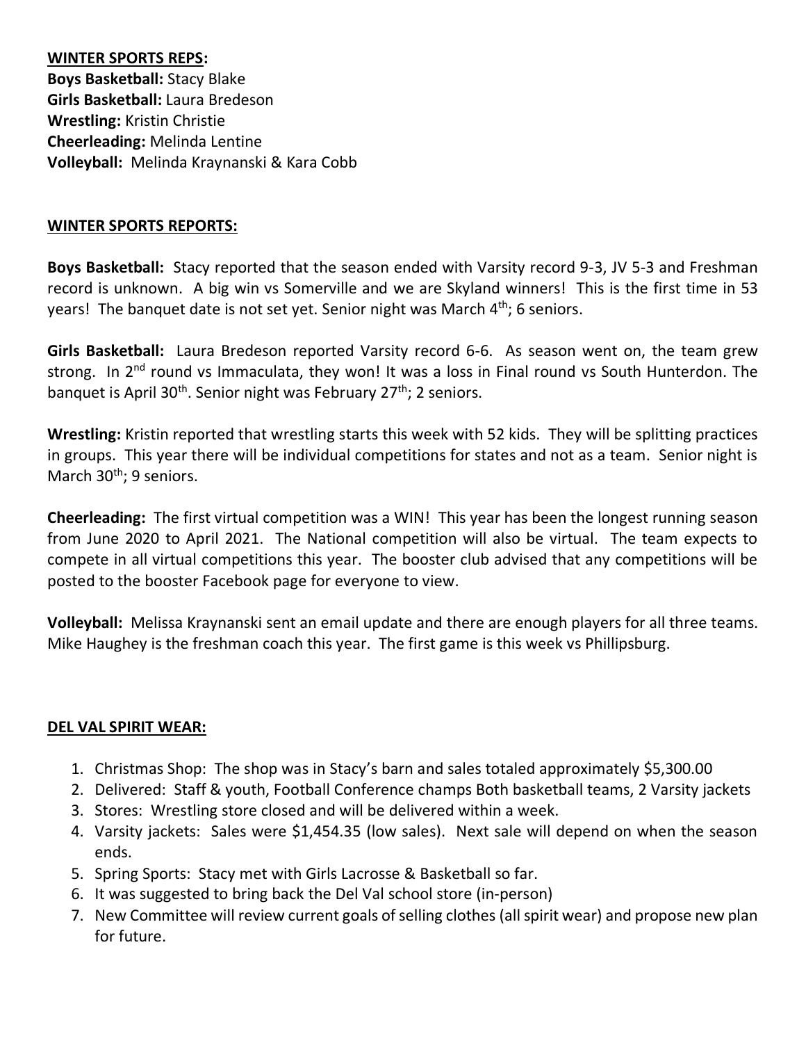**WINTER SPORTS REPS:**
**Boys Basketball:** Stacy Blake
**Girls Basketball:** Laura Bredeson
**Wrestling:** Kristin Christie
**Cheerleading:** Melinda Lentine
**Volleyball:** Melinda Kraynanski & Kara Cobb

**WINTER SPORTS REPORTS:**

**Boys Basketball:** Stacy reported that the season ended with Varsity record 9-3, JV 5-3 and Freshman record is unknown. A big win vs Somerville and we are Skyland winners! This is the first time in 53 years! The banquet date is not set yet. Senior night was March 4th; 6 seniors.

**Girls Basketball:** Laura Bredeson reported Varsity record 6-6. As season went on, the team grew strong. In 2nd round vs Immaculata, they won! It was a loss in Final round vs South Hunterdon. The banquet is April 30th. Senior night was February 27th; 2 seniors.

**Wrestling:** Kristin reported that wrestling starts this week with 52 kids. They will be splitting practices in groups. This year there will be individual competitions for states and not as a team. Senior night is March 30th; 9 seniors.

**Cheerleading:** The first virtual competition was a WIN! This year has been the longest running season from June 2020 to April 2021. The National competition will also be virtual. The team expects to compete in all virtual competitions this year. The booster club advised that any competitions will be posted to the booster Facebook page for everyone to view.

**Volleyball:** Melissa Kraynanski sent an email update and there are enough players for all three teams. Mike Haughey is the freshman coach this year. The first game is this week vs Phillipsburg.

**DEL VAL SPIRIT WEAR:**

1. Christmas Shop: The shop was in Stacy's barn and sales totaled approximately $5,300.00
2. Delivered: Staff & youth, Football Conference champs Both basketball teams, 2 Varsity jackets
3. Stores: Wrestling store closed and will be delivered within a week.
4. Varsity jackets: Sales were $1,454.35 (low sales). Next sale will depend on when the season ends.
5. Spring Sports: Stacy met with Girls Lacrosse & Basketball so far.
6. It was suggested to bring back the Del Val school store (in-person)
7. New Committee will review current goals of selling clothes (all spirit wear) and propose new plan for future.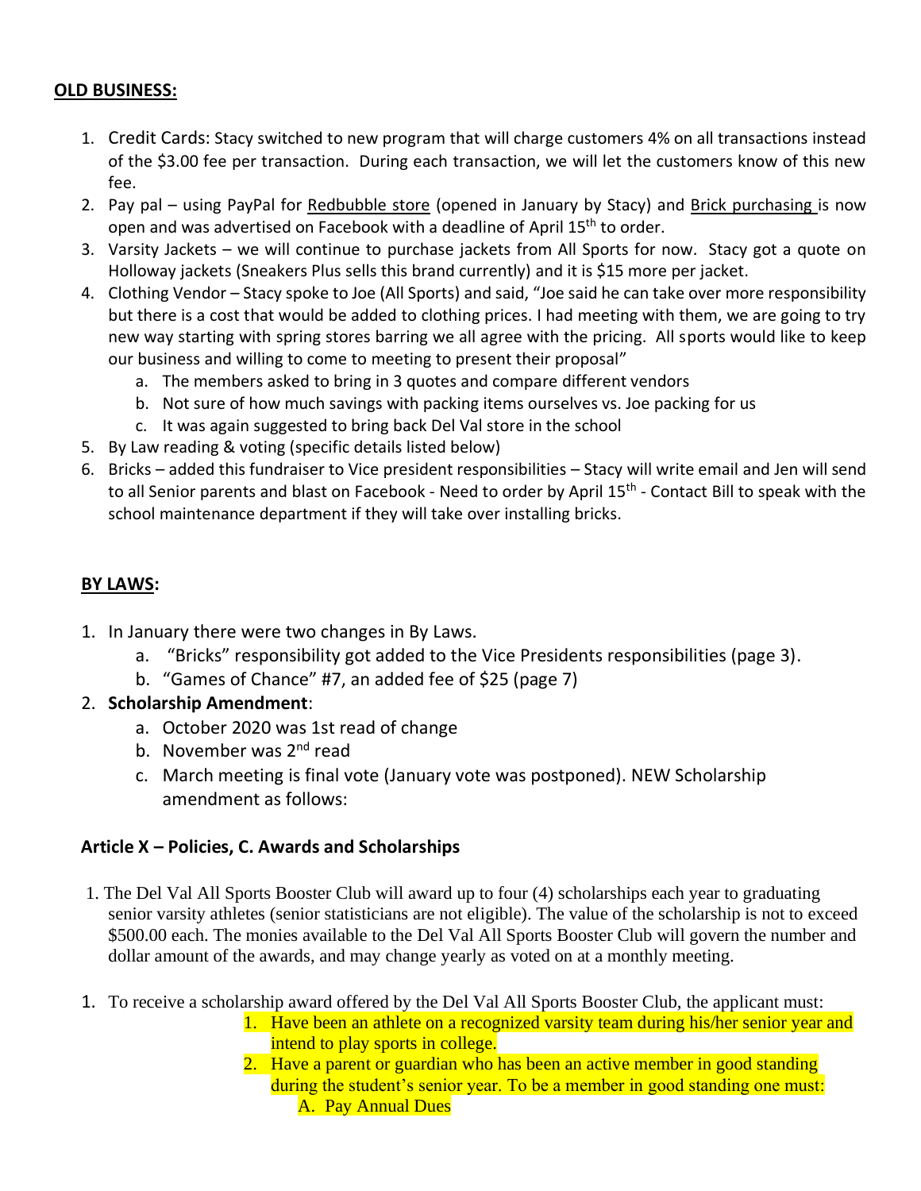## OLD BUSINESS:

1. Credit Cards: Stacy switched to new program that will charge customers 4% on all transactions instead of the $3.00 fee per transaction. During each transaction, we will let the customers know of this new fee.
2. Pay pal – using PayPal for Redbubble store (opened in January by Stacy) and Brick purchasing is now open and was advertised on Facebook with a deadline of April 15th to order.
3. Varsity Jackets – we will continue to purchase jackets from All Sports for now. Stacy got a quote on Holloway jackets (Sneakers Plus sells this brand currently) and it is $15 more per jacket.
4. Clothing Vendor – Stacy spoke to Joe (All Sports) and said, "Joe said he can take over more responsibility but there is a cost that would be added to clothing prices. I had meeting with them, we are going to try new way starting with spring stores barring we all agree with the pricing. All sports would like to keep our business and willing to come to meeting to present their proposal"
   a. The members asked to bring in 3 quotes and compare different vendors
   b. Not sure of how much savings with packing items ourselves vs. Joe packing for us
   c. It was again suggested to bring back Del Val store in the school
5. By Law reading & voting (specific details listed below)
6. Bricks – added this fundraiser to Vice president responsibilities – Stacy will write email and Jen will send to all Senior parents and blast on Facebook - Need to order by April 15th - Contact Bill to speak with the school maintenance department if they will take over installing bricks.

## BY LAWS:

1. In January there were two changes in By Laws.
   a. "Bricks" responsibility got added to the Vice Presidents responsibilities (page 3).
   b. "Games of Chance" #7, an added fee of $25 (page 7)
2. **Scholarship Amendment**:
   a. October 2020 was 1st read of change
   b. November was 2nd read
   c. March meeting is final vote (January vote was postponed). NEW Scholarship amendment as follows:

### Article X – Policies, C. Awards and Scholarships

1. The Del Val All Sports Booster Club will award up to four (4) scholarships each year to graduating senior varsity athletes (senior statisticians are not eligible). The value of the scholarship is not to exceed $500.00 each. The monies available to the Del Val All Sports Booster Club will govern the number and dollar amount of the awards, and may change yearly as voted on at a monthly meeting.

1. To receive a scholarship award offered by the Del Val All Sports Booster Club, the applicant must:
   1. Have been an athlete on a recognized varsity team during his/her senior year and intend to play sports in college.
   2. Have a parent or guardian who has been an active member in good standing during the student's senior year. To be a member in good standing one must:
      A. Pay Annual Dues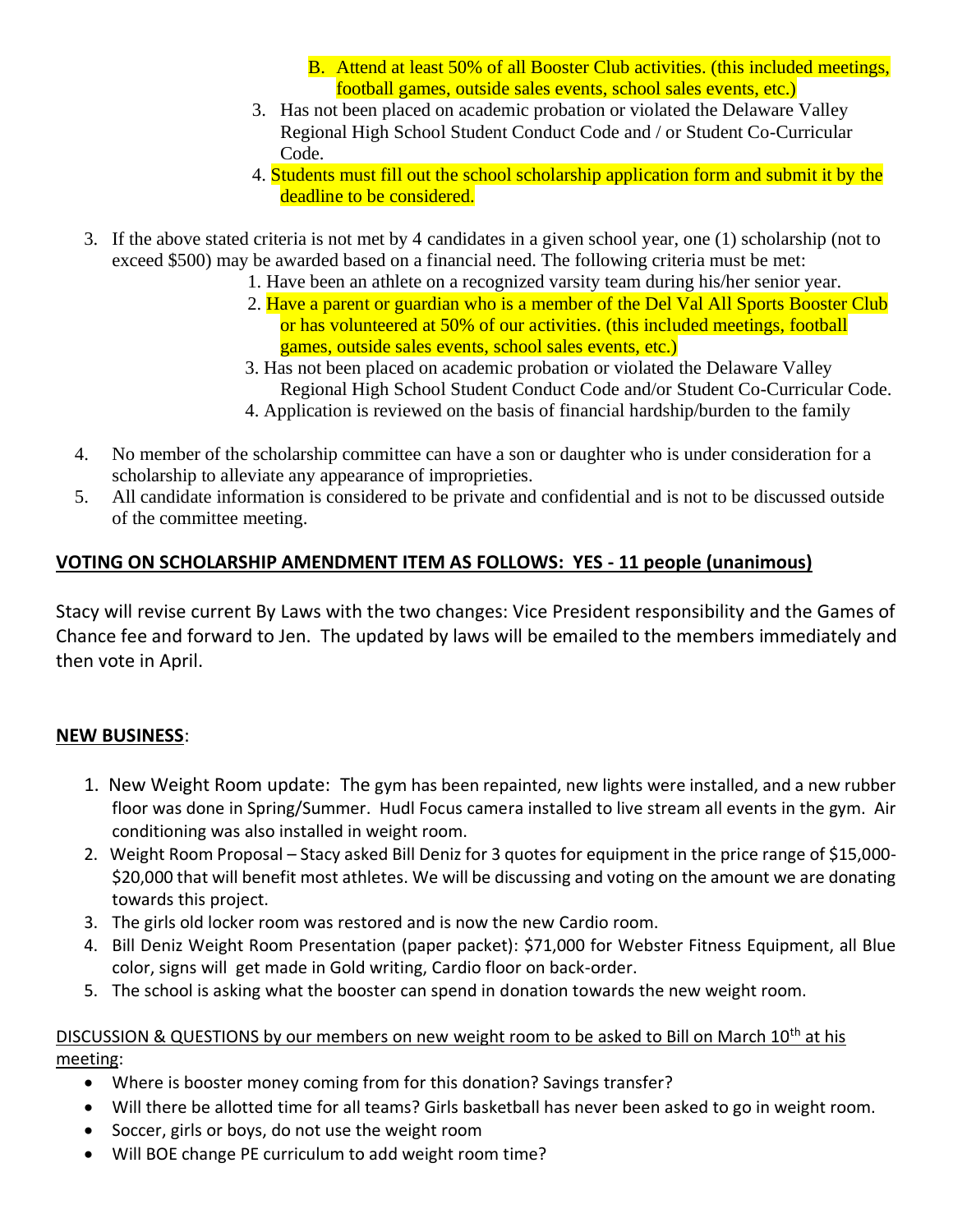B. Attend at least 50% of all Booster Club activities. (this included meetings, football games, outside sales events, school sales events, etc.)

3. Has not been placed on academic probation or violated the Delaware Valley Regional High School Student Conduct Code and / or Student Co-Curricular Code.
4. Students must fill out the school scholarship application form and submit it by the deadline to be considered.

3. If the above stated criteria is not met by 4 candidates in a given school year, one (1) scholarship (not to exceed $500) may be awarded based on a financial need. The following criteria must be met:
   1. Have been an athlete on a recognized varsity team during his/her senior year.
   2. Have a parent or guardian who is a member of the Del Val All Sports Booster Club or has volunteered at 50% of our activities. (this included meetings, football games, outside sales events, school sales events, etc.)
   3. Has not been placed on academic probation or violated the Delaware Valley Regional High School Student Conduct Code and/or Student Co-Curricular Code.
   4. Application is reviewed on the basis of financial hardship/burden to the family
4. No member of the scholarship committee can have a son or daughter who is under consideration for a scholarship to alleviate any appearance of improprieties.
5. All candidate information is considered to be private and confidential and is not to be discussed outside of the committee meeting.

**VOTING ON SCHOLARSHIP AMENDMENT ITEM AS FOLLOWS: YES - 11 people (unanimous)**

Stacy will revise current By Laws with the two changes: Vice President responsibility and the Games of Chance fee and forward to Jen. The updated by laws will be emailed to the members immediately and then vote in April.

**NEW BUSINESS**:

1. New Weight Room update: The gym has been repainted, new lights were installed, and a new rubber floor was done in Spring/Summer. Hudl Focus camera installed to live stream all events in the gym. Air conditioning was also installed in weight room.
2. Weight Room Proposal – Stacy asked Bill Deniz for 3 quotes for equipment in the price range of $15,000-$20,000 that will benefit most athletes. We will be discussing and voting on the amount we are donating towards this project.
3. The girls old locker room was restored and is now the new Cardio room.
4. Bill Deniz Weight Room Presentation (paper packet): $71,000 for Webster Fitness Equipment, all Blue color, signs will get made in Gold writing, Cardio floor on back-order.
5. The school is asking what the booster can spend in donation towards the new weight room.

DISCUSSION & QUESTIONS by our members on new weight room to be asked to Bill on March 10th at his meeting:

- Where is booster money coming from for this donation? Savings transfer?
- Will there be allotted time for all teams? Girls basketball has never been asked to go in weight room.
- Soccer, girls or boys, do not use the weight room
- Will BOE change PE curriculum to add weight room time?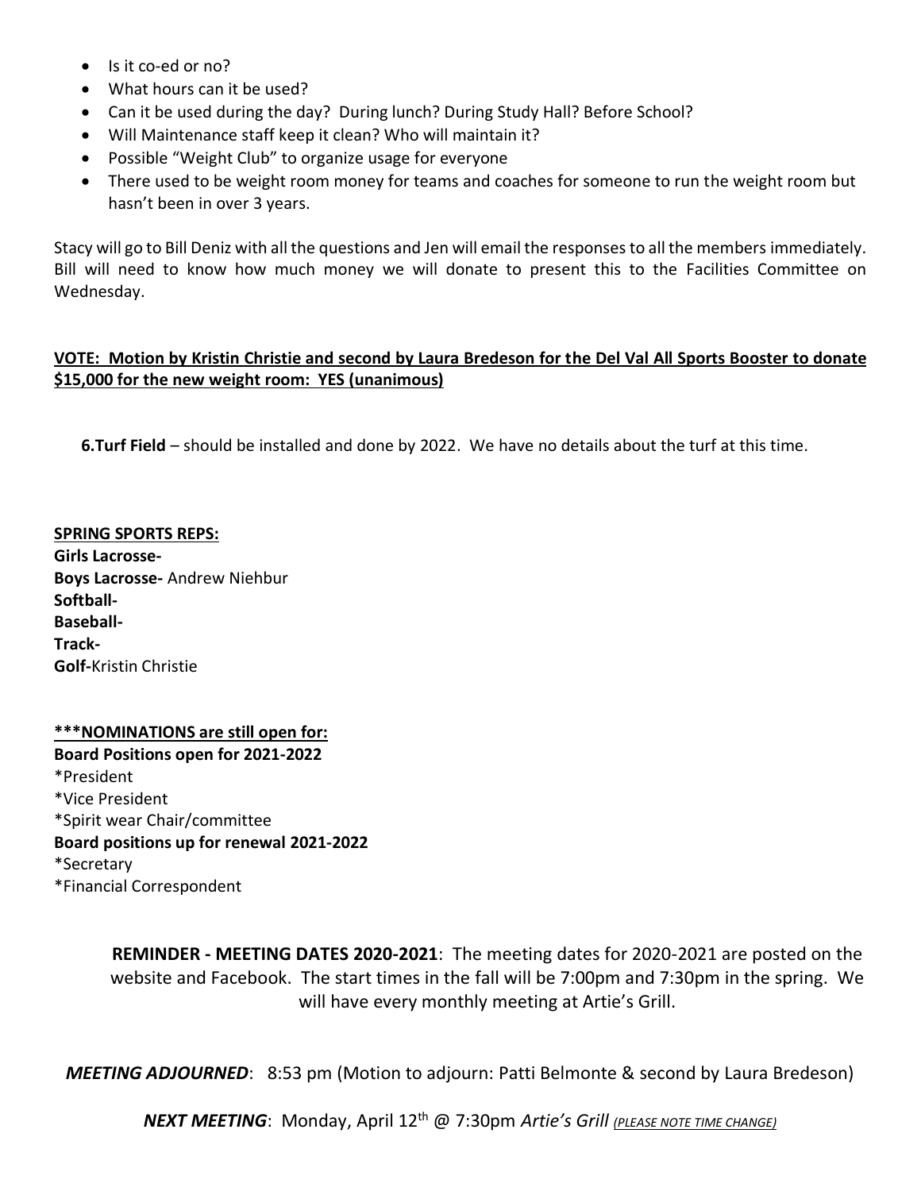- Is it co-ed or no?
- What hours can it be used?
- Can it be used during the day? During lunch? During Study Hall? Before School?
- Will Maintenance staff keep it clean? Who will maintain it?
- Possible "Weight Club" to organize usage for everyone
- There used to be weight room money for teams and coaches for someone to run the weight room but hasn't been in over 3 years.

Stacy will go to Bill Deniz with all the questions and Jen will email the responses to all the members immediately. Bill will need to know how much money we will donate to present this to the Facilities Committee on Wednesday.

**VOTE: Motion by Kristin Christie and second by Laura Bredeson for the Del Val All Sports Booster to donate $15,000 for the new weight room: YES (unanimous)**

**6.Turf Field** – should be installed and done by 2022. We have no details about the turf at this time.

**SPRING SPORTS REPS:**
**Girls Lacrosse-**
**Boys Lacrosse-** Andrew Niehbur
**Softball-**
**Baseball-**
**Track-**
**Golf-**Kristin Christie

**\*\*\*NOMINATIONS are still open for:**
**Board Positions open for 2021-2022**
*President
*Vice President
*Spirit wear Chair/committee
**Board positions up for renewal 2021-2022**
*Secretary
*Financial Correspondent

**REMINDER - MEETING DATES 2020-2021**: The meeting dates for 2020-2021 are posted on the website and Facebook. The start times in the fall will be 7:00pm and 7:30pm in the spring. We will have every monthly meeting at Artie's Grill.

***MEETING ADJOURNED***: 8:53 pm (Motion to adjourn: Patti Belmonte & second by Laura Bredeson)

***NEXT MEETING***: Monday, April 12th @ 7:30pm *Artie's Grill* *(PLEASE NOTE TIME CHANGE)*